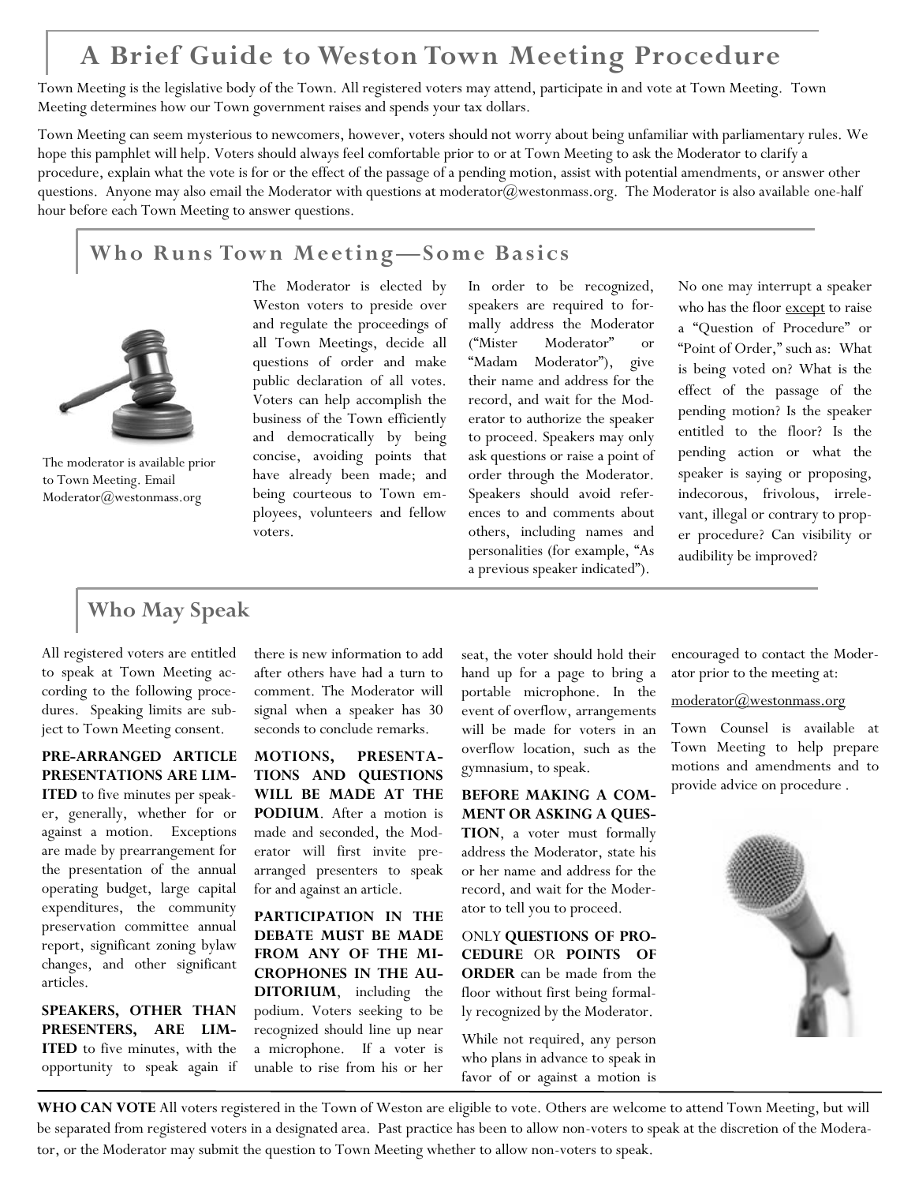# A Brief Guide to Weston Town Meeting Procedure

Town Meeting is the legislative body of the Town. All registered voters may attend, participate in and vote at Town Meeting. Town Meeting determines how our Town government raises and spends your tax dollars.

Town Meeting can seem mysterious to newcomers, however, voters should not worry about being unfamiliar with parliamentary rules. We hope this pamphlet will help. Voters should always feel comfortable prior to or at Town Meeting to ask the Moderator to clarify a procedure, explain what the vote is for or the effect of the passage of a pending motion, assist with potential amendments, or answer other questions. Anyone may also email the Moderator with questions at moderator@westonmass.org. The Moderator is also available one-half hour before each Town Meeting to answer questions.

## Who Runs Town Meeting—Some Basics

The moderator is available prior to Town Meeting. Email Moderator@westonmass.org

The Moderator is elected by Weston voters to preside over and regulate the proceedings of all Town Meetings, decide all questions of order and make public declaration of all votes. Voters can help accomplish the business of the Town efficiently and democratically by being concise, avoiding points that have already been made; and being courteous to Town employees, volunteers and fellow voters.

In order to be recognized, speakers are required to formally address the Moderator ("Mister Moderator" or "Madam Moderator"), give their name and address for the record, and wait for the Moderator to authorize the speaker to proceed. Speakers may only ask questions or raise a point of order through the Moderator. Speakers should avoid references to and comments about others, including names and personalities (for example, "As a previous speaker indicated").

No one may interrupt a speaker who has the floor except to raise a "Question of Procedure" or "Point of Order," such as: What is being voted on? What is the effect of the passage of the pending motion? Is the speaker entitled to the floor? Is the pending action or what the speaker is saying or proposing, indecorous, frivolous, irrelevant, illegal or contrary to proper procedure? Can visibility or audibility be improved?

## Who May Speak

All registered voters are entitled to speak at Town Meeting according to the following procedures. Speaking limits are subject to Town Meeting consent.

**PRE-ARRANGED ARTICLE PRESENTATIONS ARE LIMITED** to five minutes per speaker, generally, whether for or against a motion. Exceptions are made by prearrangement for the presentation of the annual operating budget, large capital expenditures, the community preservation committee annual report, significant zoning bylaw changes, and other significant articles.

**SPEAKERS, OTHER THAN PRESENTERS, ARE LIMITED** to five minutes, with the opportunity to speak again if there is new information to add after others have had a turn to comment. The Moderator will signal when a speaker has 30 seconds to conclude remarks.

**MOTIONS, PRESENTATIONS AND QUESTIONS WILL BE MADE AT THE PODIUM**. After a motion is made and seconded, the Moderator will first invite prearranged presenters to speak for and against an article.

**PARTICIPATION IN THE DEBATE MUST BE MADE FROM ANY OF THE MICROPHONES IN THE AUDITORIUM**, including the podium. Voters seeking to be recognized should line up near a microphone. If a voter is unable to rise from his or her seat, the voter should hold their hand up for a page to bring a portable microphone. In the event of overflow, arrangements will be made for voters in an overflow location, such as the gymnasium, to speak.

**BEFORE MAKING A COMMENT OR ASKING A QUESTION**, a voter must formally address the Moderator, state his or her name and address for the record, and wait for the Moderator to tell you to proceed.

ONLY **QUESTIONS OF PROCEDURE** OR **POINTS OF ORDER** can be made from the floor without first being formally recognized by the Moderator.

While not required, any person who plans in advance to speak in favor of or against a motion is encouraged to contact the Moderator prior to the meeting at:

moderator@westonmass.org

Town Counsel is available at Town Meeting to help prepare motions and amendments and to provide advice on procedure .

**WHO CAN VOTE** All voters registered in the Town of Weston are eligible to vote. Others are welcome to attend Town Meeting, but will be separated from registered voters in a designated area. Past practice has been to allow non-voters to speak at the discretion of the Moderator, or the Moderator may submit the question to Town Meeting whether to allow non-voters to speak.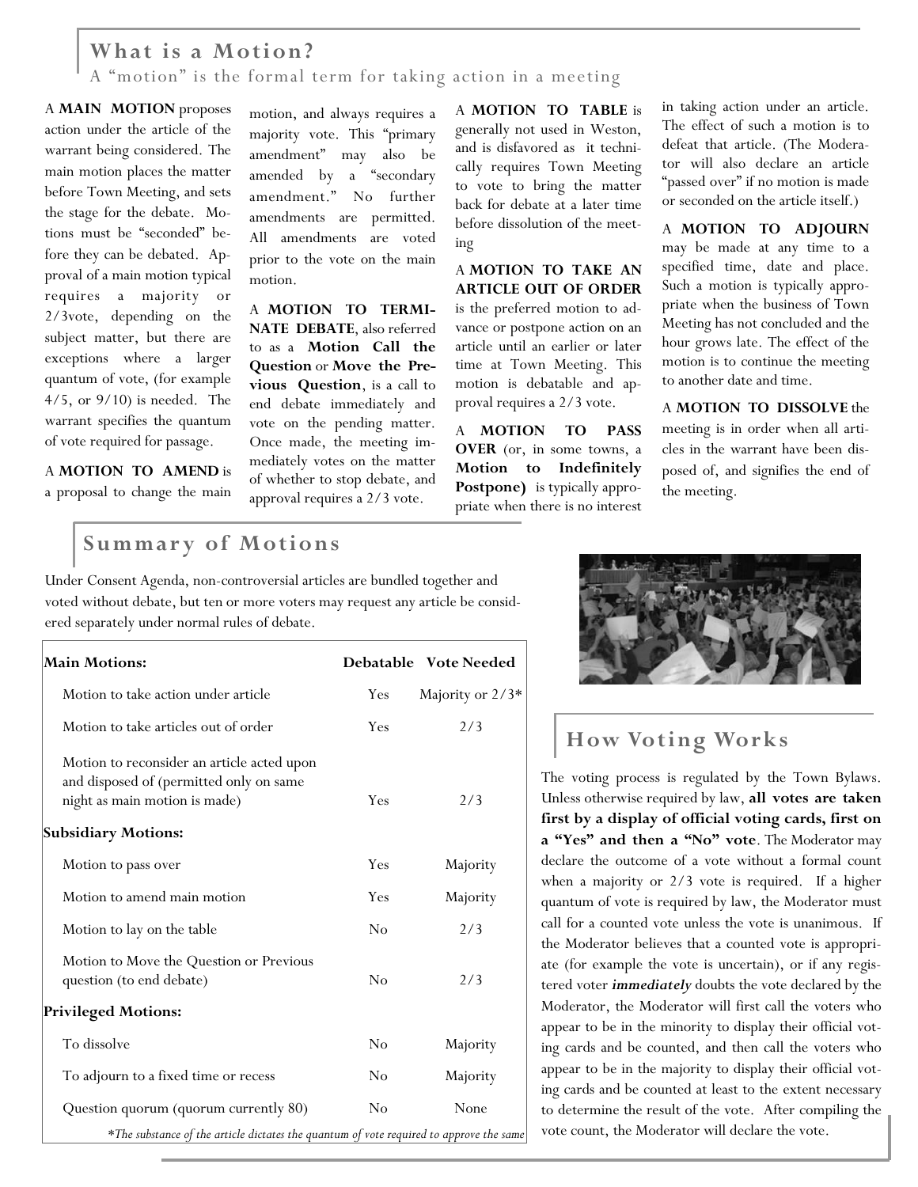## What is a Motion?

A "motion" is the formal term for taking action in a meeting

A **MAIN MOTION** proposes action under the article of the warrant being considered. The main motion places the matter before Town Meeting, and sets the stage for the debate. Motions must be "seconded" before they can be debated. Approval of a main motion typical requires a majority or 2/3vote, depending on the subject matter, but there are exceptions where a larger quantum of vote, (for example 4/5, or 9/10) is needed. The warrant specifies the quantum of vote required for passage.

A **MOTION TO AMEND** is a proposal to change the main motion, and always requires a majority vote. This "primary amendment" may also be amended by a "secondary amendment." No further amendments are permitted. All amendments are voted prior to the vote on the main motion.

A **MOTION TO TERMINATE DEBATE**, also referred to as a **Motion Call the Question** or **Move the Previous Question**, is a call to end debate immediately and vote on the pending matter. Once made, the meeting immediately votes on the matter of whether to stop debate, and approval requires a 2/3 vote.

A **MOTION TO TABLE** is generally not used in Weston, and is disfavored as it technically requires Town Meeting to vote to bring the matter back for debate at a later time before dissolution of the meeting

A **MOTION TO TAKE AN ARTICLE OUT OF ORDER** is the preferred motion to advance or postpone action on an article until an earlier or later time at Town Meeting. This motion is debatable and approval requires a 2/3 vote.

A **MOTION TO PASS OVER** (or, in some towns, a **Motion to Indefinitely Postpone)** is typically appropriate when there is no interest in taking action under an article. The effect of such a motion is to defeat that article. (The Moderator will also declare an article "passed over" if no motion is made or seconded on the article itself.)

A **MOTION TO ADJOURN** may be made at any time to a specified time, date and place. Such a motion is typically appropriate when the business of Town Meeting has not concluded and the hour grows late. The effect of the motion is to continue the meeting to another date and time.

A **MOTION TO DISSOLVE** the meeting is in order when all articles in the warrant have been disposed of, and signifies the end of the meeting.

## Summary of Motions

Under Consent Agenda, non-controversial articles are bundled together and voted without debate, but ten or more voters may request any article be considered separately under normal rules of debate.

| **Main Motions:** | **Debatable** | **Vote Needed** |
|---|---|---|
| Motion to take action under article | Yes | Majority or 2/3* |
| Motion to take articles out of order | Yes | 2/3 |
| Motion to reconsider an article acted upon and disposed of (permitted only on same night as main motion is made) | Yes | 2/3 |
| **Subsidiary Motions:** | | |
| Motion to pass over | Yes | Majority |
| Motion to amend main motion | Yes | Majority |
| Motion to lay on the table | No | 2/3 |
| Motion to Move the Question or Previous question (to end debate) | No | 2/3 |
| **Privileged Motions:** | | |
| To dissolve | No | Majority |
| To adjourn to a fixed time or recess | No | Majority |
| Question quorum (quorum currently 80) | No | None |

*\*The substance of the article dictates the quantum of vote required to approve the same*

## How Voting Works

The voting process is regulated by the Town Bylaws. Unless otherwise required by law, **all votes are taken first by a display of official voting cards, first on a "Yes" and then a "No" vote**. The Moderator may declare the outcome of a vote without a formal count when a majority or 2/3 vote is required. If a higher quantum of vote is required by law, the Moderator must call for a counted vote unless the vote is unanimous. If the Moderator believes that a counted vote is appropriate (for example the vote is uncertain), or if any registered voter ***immediately*** doubts the vote declared by the Moderator, the Moderator will first call the voters who appear to be in the minority to display their official voting cards and be counted, and then call the voters who appear to be in the majority to display their official voting cards and be counted at least to the extent necessary to determine the result of the vote. After compiling the vote count, the Moderator will declare the vote.